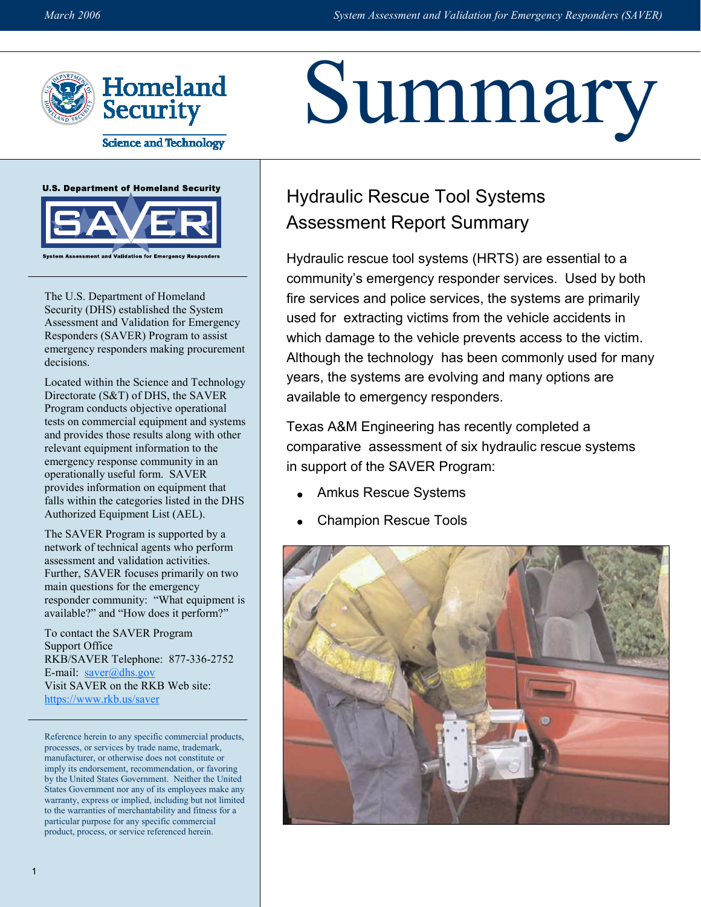# Summary

Homeland Security

Science and Technology

U.S. Department of Homeland Security

SAVER

System Assessment and Validation for Emergency Responders

The U.S. Department of Homeland Security (DHS) established the System Assessment and Validation for Emergency Responders (SAVER) Program to assist emergency responders making procurement decisions.

Located within the Science and Technology Directorate (S&T) of DHS, the SAVER Program conducts objective operational tests on commercial equipment and systems and provides those results along with other relevant equipment information to the emergency response community in an operationally useful form. SAVER provides information on equipment that falls within the categories listed in the DHS Authorized Equipment List (AEL).

The SAVER Program is supported by a network of technical agents who perform assessment and validation activities. Further, SAVER focuses primarily on two main questions for the emergency responder community: "What equipment is available?" and "How does it perform?"

To contact the SAVER Program Support Office
RKB/SAVER Telephone: 877-336-2752
E-mail: saver@dhs.gov
Visit SAVER on the RKB Web site: https://www.rkb.us/saver

Reference herein to any specific commercial products, processes, or services by trade name, trademark, manufacturer, or otherwise does not constitute or imply its endorsement, recommendation, or favoring by the United States Government. Neither the United States Government nor any of its employees make any warranty, express or implied, including but not limited to the warranties of merchantability and fitness for a particular purpose for any specific commercial product, process, or service referenced herein.

## Hydraulic Rescue Tool Systems Assessment Report Summary

Hydraulic rescue tool systems (HRTS) are essential to a community's emergency responder services. Used by both fire services and police services, the systems are primarily used for extracting victims from the vehicle accidents in which damage to the vehicle prevents access to the victim. Although the technology has been commonly used for many years, the systems are evolving and many options are available to emergency responders.

Texas A&M Engineering has recently completed a comparative assessment of six hydraulic rescue systems in support of the SAVER Program:

- Amkus Rescue Systems
- Champion Rescue Tools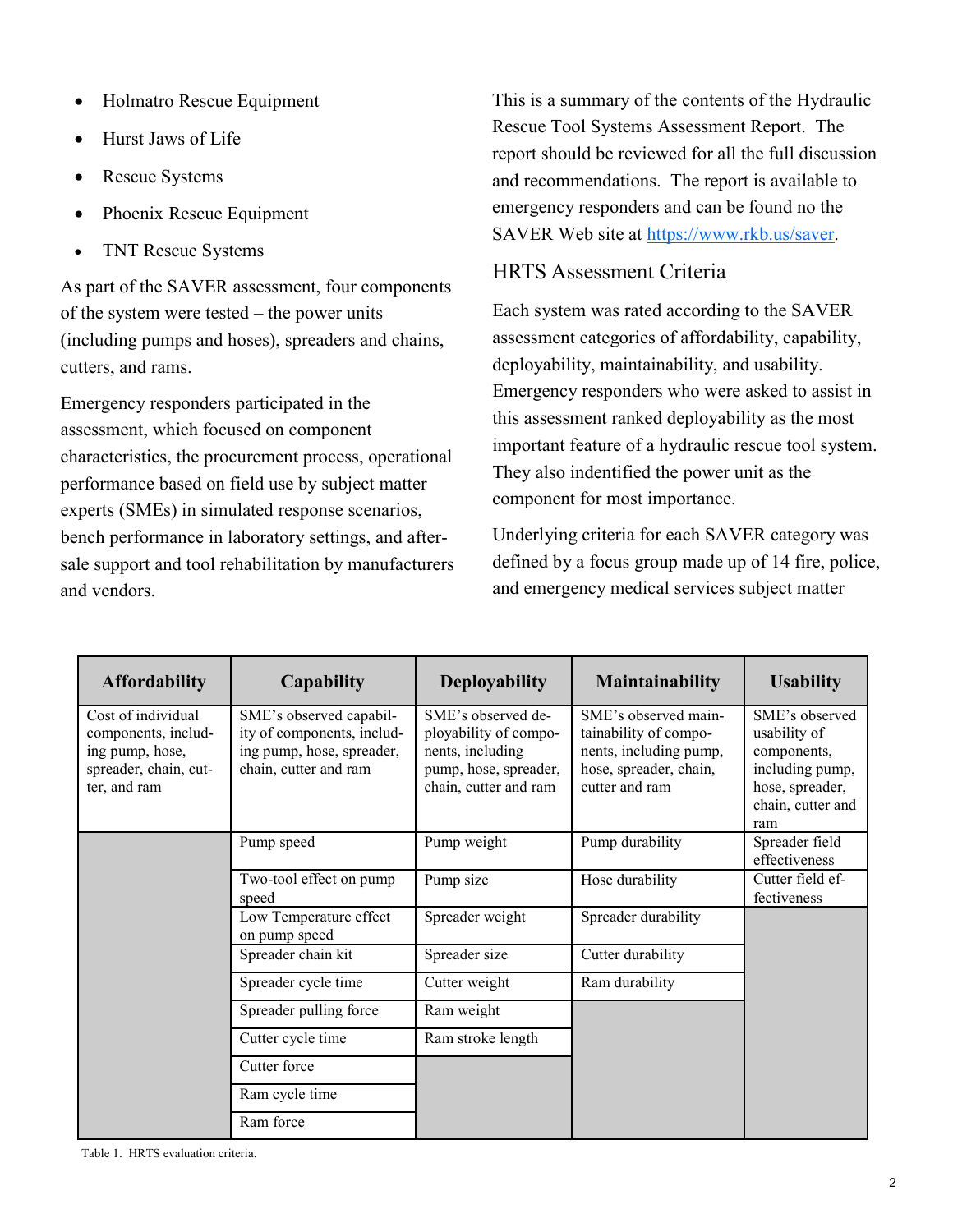- Holmatro Rescue Equipment
- Hurst Jaws of Life
- Rescue Systems
- Phoenix Rescue Equipment
- TNT Rescue Systems

As part of the SAVER assessment, four components of the system were tested – the power units (including pumps and hoses), spreaders and chains, cutters, and rams.

Emergency responders participated in the assessment, which focused on component characteristics, the procurement process, operational performance based on field use by subject matter experts (SMEs) in simulated response scenarios, bench performance in laboratory settings, and after-sale support and tool rehabilitation by manufacturers and vendors.

This is a summary of the contents of the Hydraulic Rescue Tool Systems Assessment Report. The report should be reviewed for all the full discussion and recommendations. The report is available to emergency responders and can be found no the SAVER Web site at https://www.rkb.us/saver.

## HRTS Assessment Criteria

Each system was rated according to the SAVER assessment categories of affordability, capability, deployability, maintainability, and usability. Emergency responders who were asked to assist in this assessment ranked deployability as the most important feature of a hydraulic rescue tool system. They also indentified the power unit as the component for most importance.

Underlying criteria for each SAVER category was defined by a focus group made up of 14 fire, police, and emergency medical services subject matter

| Affordability | Capability | Deployability | Maintainability | Usability |
|---|---|---|---|---|
| Cost of individual components, including pump, hose, spreader, chain, cutter, and ram | SME's observed capability of components, including pump, hose, spreader, chain, cutter and ram | SME's observed deployability of components, including pump, hose, spreader, chain, cutter and ram | SME's observed maintainability of components, including pump, hose, spreader, chain, cutter and ram | SME's observed usability of components, including pump, hose, spreader, chain, cutter and ram |
| | Pump speed | Pump weight | Pump durability | Spreader field effectiveness |
| | Two-tool effect on pump speed | Pump size | Hose durability | Cutter field effectiveness |
| | Low Temperature effect on pump speed | Spreader weight | Spreader durability | |
| | Spreader chain kit | Spreader size | Cutter durability | |
| | Spreader cycle time | Cutter weight | Ram durability | |
| | Spreader pulling force | Ram weight | | |
| | Cutter cycle time | Ram stroke length | | |
| | Cutter force | | | |
| | Ram cycle time | | | |
| | Ram force | | | |

Table 1. HRTS evaluation criteria.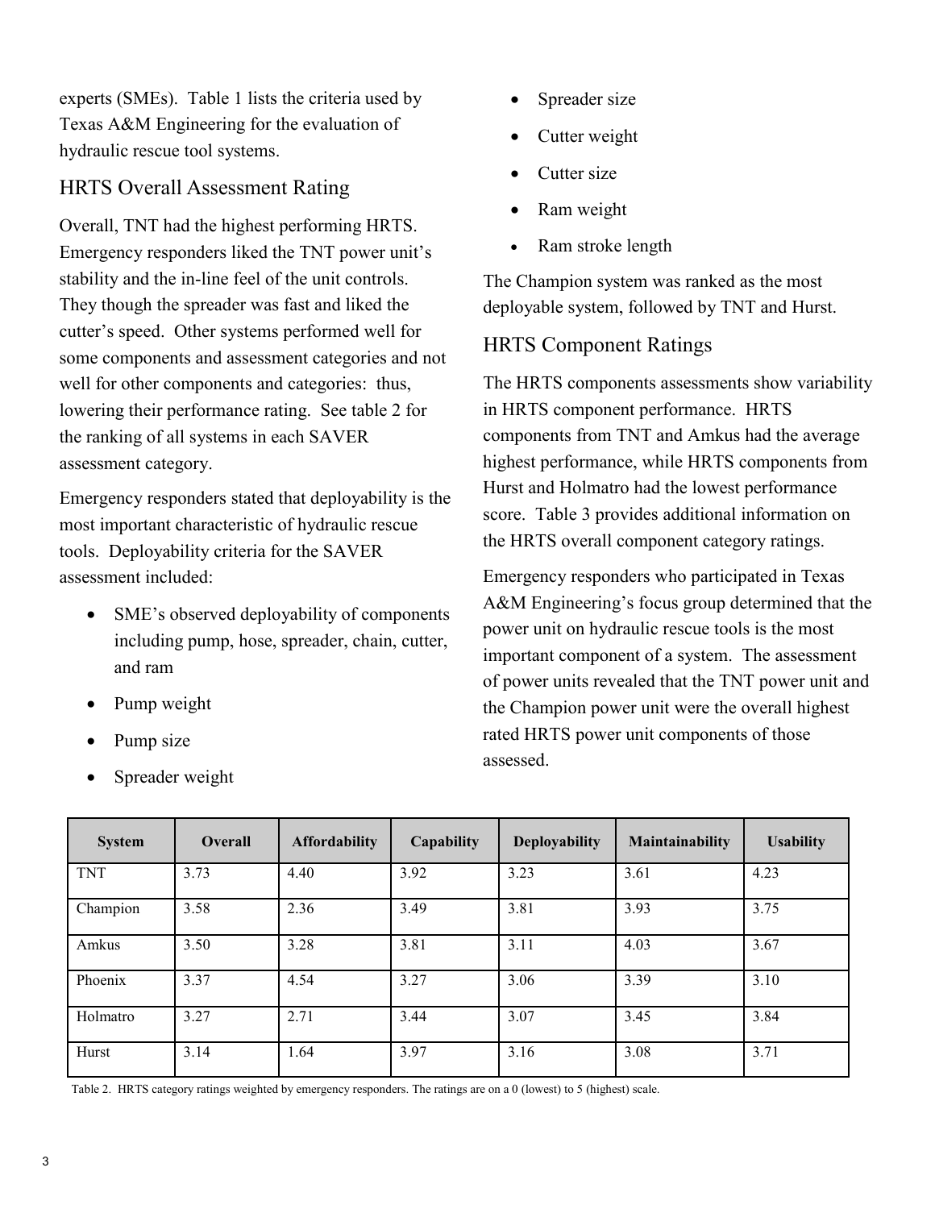experts (SMEs). Table 1 lists the criteria used by Texas A&M Engineering for the evaluation of hydraulic rescue tool systems.

## HRTS Overall Assessment Rating

Overall, TNT had the highest performing HRTS. Emergency responders liked the TNT power unit's stability and the in-line feel of the unit controls. They though the spreader was fast and liked the cutter's speed. Other systems performed well for some components and assessment categories and not well for other components and categories: thus, lowering their performance rating. See table 2 for the ranking of all systems in each SAVER assessment category.

Emergency responders stated that deployability is the most important characteristic of hydraulic rescue tools. Deployability criteria for the SAVER assessment included:

- SME's observed deployability of components including pump, hose, spreader, chain, cutter, and ram
- Pump weight
- Pump size
- Spreader weight
- Spreader size
- Cutter weight
- Cutter size
- Ram weight
- Ram stroke length

The Champion system was ranked as the most deployable system, followed by TNT and Hurst.

## HRTS Component Ratings

The HRTS components assessments show variability in HRTS component performance. HRTS components from TNT and Amkus had the average highest performance, while HRTS components from Hurst and Holmatro had the lowest performance score. Table 3 provides additional information on the HRTS overall component category ratings.

Emergency responders who participated in Texas A&M Engineering's focus group determined that the power unit on hydraulic rescue tools is the most important component of a system. The assessment of power units revealed that the TNT power unit and the Champion power unit were the overall highest rated HRTS power unit components of those assessed.

| System | Overall | Affordability | Capability | Deployability | Maintainability | Usability |
|---|---|---|---|---|---|---|
| TNT | 3.73 | 4.40 | 3.92 | 3.23 | 3.61 | 4.23 |
| Champion | 3.58 | 2.36 | 3.49 | 3.81 | 3.93 | 3.75 |
| Amkus | 3.50 | 3.28 | 3.81 | 3.11 | 4.03 | 3.67 |
| Phoenix | 3.37 | 4.54 | 3.27 | 3.06 | 3.39 | 3.10 |
| Holmatro | 3.27 | 2.71 | 3.44 | 3.07 | 3.45 | 3.84 |
| Hurst | 3.14 | 1.64 | 3.97 | 3.16 | 3.08 | 3.71 |

Table 2. HRTS category ratings weighted by emergency responders. The ratings are on a 0 (lowest) to 5 (highest) scale.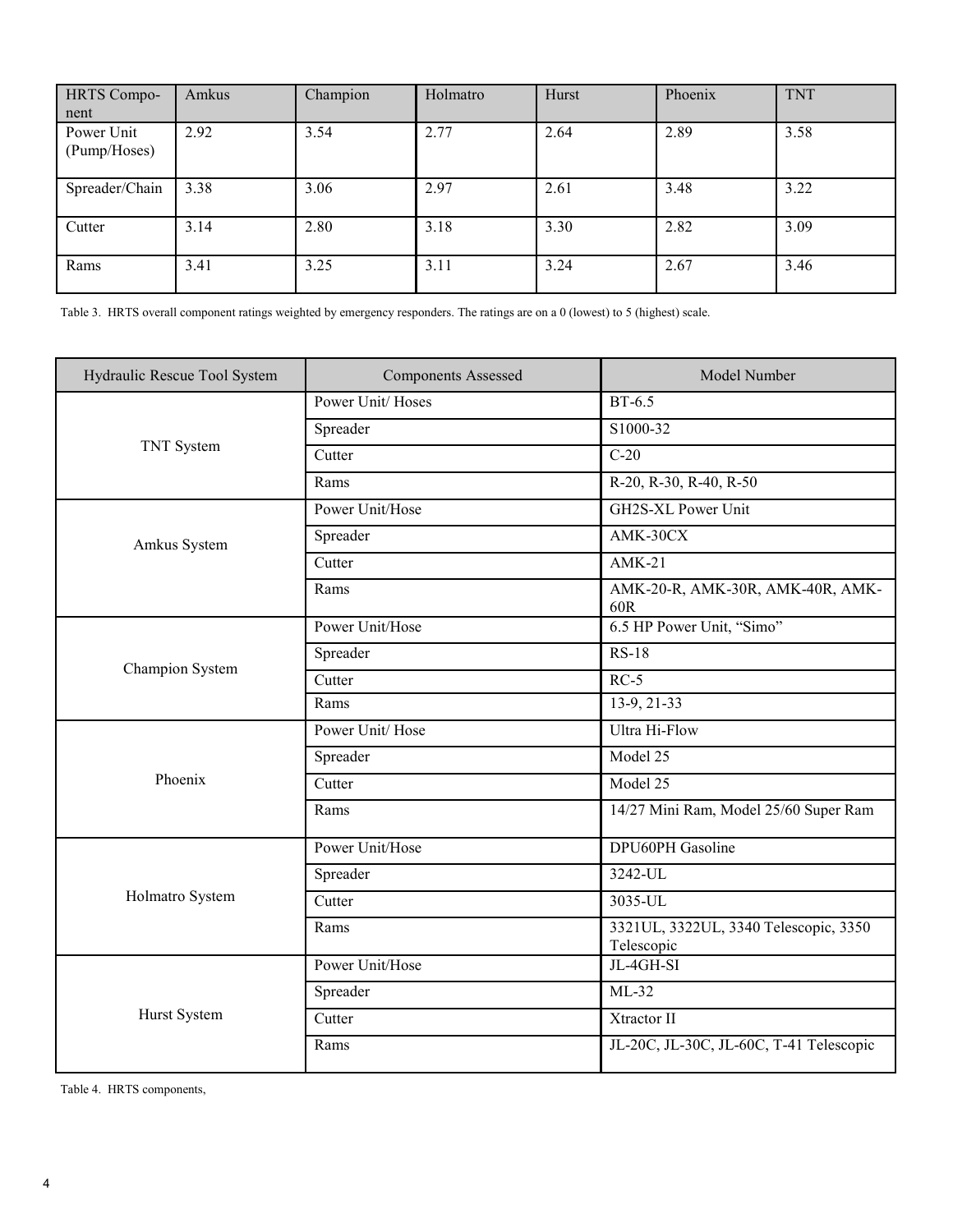| HRTS Component | Amkus | Champion | Holmatro | Hurst | Phoenix | TNT |
|---|---|---|---|---|---|---|
| Power Unit (Pump/Hoses) | 2.92 | 3.54 | 2.77 | 2.64 | 2.89 | 3.58 |
| Spreader/Chain | 3.38 | 3.06 | 2.97 | 2.61 | 3.48 | 3.22 |
| Cutter | 3.14 | 2.80 | 3.18 | 3.30 | 2.82 | 3.09 |
| Rams | 3.41 | 3.25 | 3.11 | 3.24 | 2.67 | 3.46 |

Table 3. HRTS overall component ratings weighted by emergency responders. The ratings are on a 0 (lowest) to 5 (highest) scale.

| Hydraulic Rescue Tool System | Components Assessed | Model Number |
|---|---|---|
| TNT System | Power Unit/ Hoses | BT-6.5 |
| | Spreader | S1000-32 |
| | Cutter | C-20 |
| | Rams | R-20, R-30, R-40, R-50 |
| Amkus System | Power Unit/Hose | GH2S-XL Power Unit |
| | Spreader | AMK-30CX |
| | Cutter | AMK-21 |
| | Rams | AMK-20-R, AMK-30R, AMK-40R, AMK-60R |
| Champion System | Power Unit/Hose | 6.5 HP Power Unit, "Simo" |
| | Spreader | RS-18 |
| | Cutter | RC-5 |
| | Rams | 13-9, 21-33 |
| Phoenix | Power Unit/ Hose | Ultra Hi-Flow |
| | Spreader | Model 25 |
| | Cutter | Model 25 |
| | Rams | 14/27 Mini Ram, Model 25/60 Super Ram |
| Holmatro System | Power Unit/Hose | DPU60PH Gasoline |
| | Spreader | 3242-UL |
| | Cutter | 3035-UL |
| | Rams | 3321UL, 3322UL, 3340 Telescopic, 3350 Telescopic |
| Hurst System | Power Unit/Hose | JL-4GH-SI |
| | Spreader | ML-32 |
| | Cutter | Xtractor II |
| | Rams | JL-20C, JL-30C, JL-60C, T-41 Telescopic |

Table 4. HRTS components,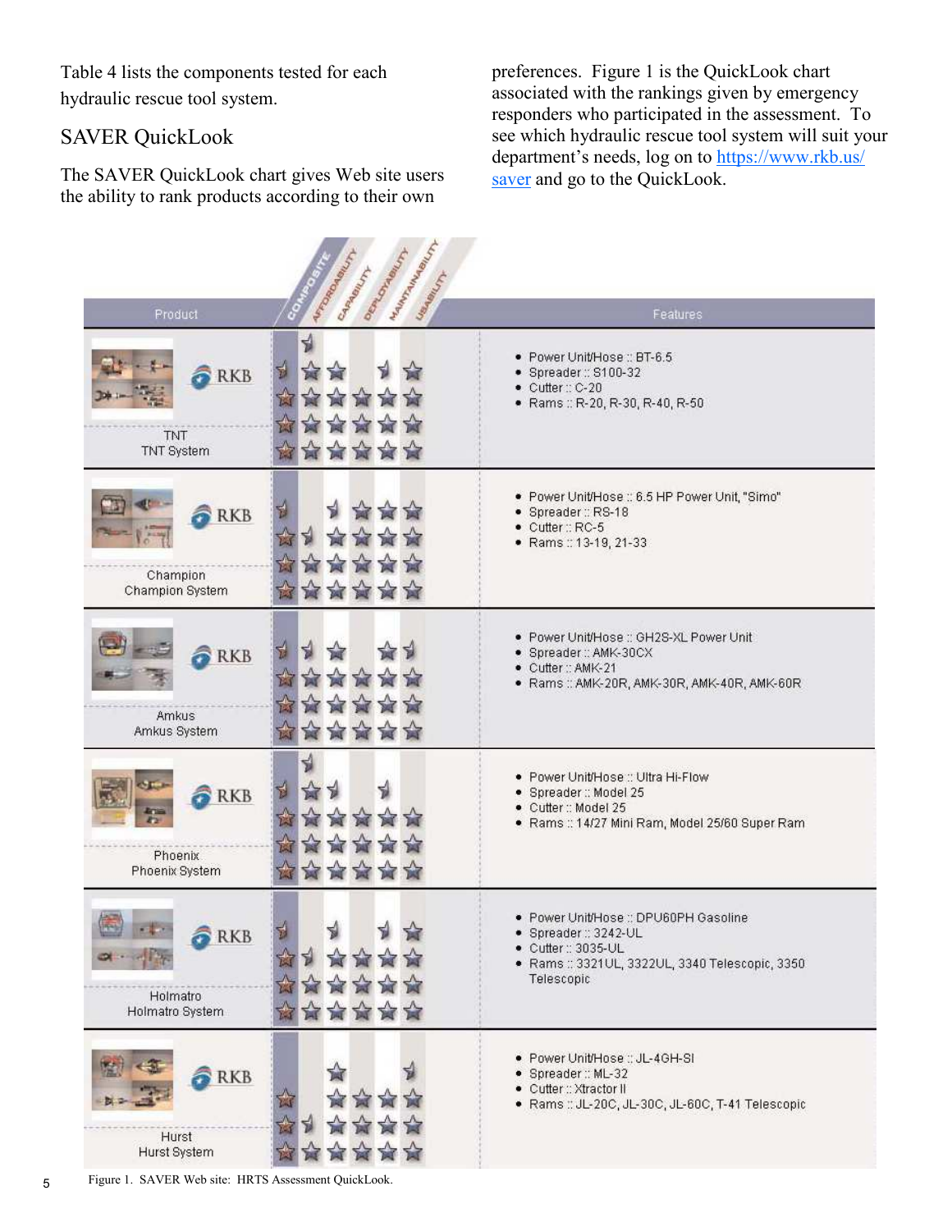Table 4 lists the components tested for each hydraulic rescue tool system.

## SAVER QuickLook

The SAVER QuickLook chart gives Web site users the ability to rank products according to their own preferences. Figure 1 is the QuickLook chart associated with the rankings given by emergency responders who participated in the assessment. To see which hydraulic rescue tool system will suit your department's needs, log on to https://www.rkb.us/saver and go to the QuickLook.

| Product | Features |
|---|---|
| TNT<br>TNT System | • Power Unit/Hose :: BT-6.5<br>• Spreader :: S100-32<br>• Cutter :: C-20<br>• Rams :: R-20, R-30, R-40, R-50 |
| Champion<br>Champion System | • Power Unit/Hose :: 6.5 HP Power Unit, "Simo"<br>• Spreader :: RS-18<br>• Cutter :: RC-5<br>• Rams :: 13-19, 21-33 |
| Amkus<br>Amkus System | • Power Unit/Hose :: GH2S-XL Power Unit<br>• Spreader :: AMK-30CX<br>• Cutter :: AMK-21<br>• Rams :: AMK-20R, AMK-30R, AMK-40R, AMK-60R |
| Phoenix<br>Phoenix System | • Power Unit/Hose :: Ultra Hi-Flow<br>• Spreader :: Model 25<br>• Cutter :: Model 25<br>• Rams :: 14/27 Mini Ram, Model 25/60 Super Ram |
| Holmatro<br>Holmatro System | • Power Unit/Hose :: DPU60PH Gasoline<br>• Spreader :: 3242-UL<br>• Cutter :: 3035-UL<br>• Rams :: 3321UL, 3322UL, 3340 Telescopic, 3350 Telescopic |
| Hurst<br>Hurst System | • Power Unit/Hose :: JL-4GH-SI<br>• Spreader :: ML-32<br>• Cutter :: Xtractor II<br>• Rams :: JL-20C, JL-30C, JL-60C, T-41 Telescopic |

Figure 1. SAVER Web site: HRTS Assessment QuickLook.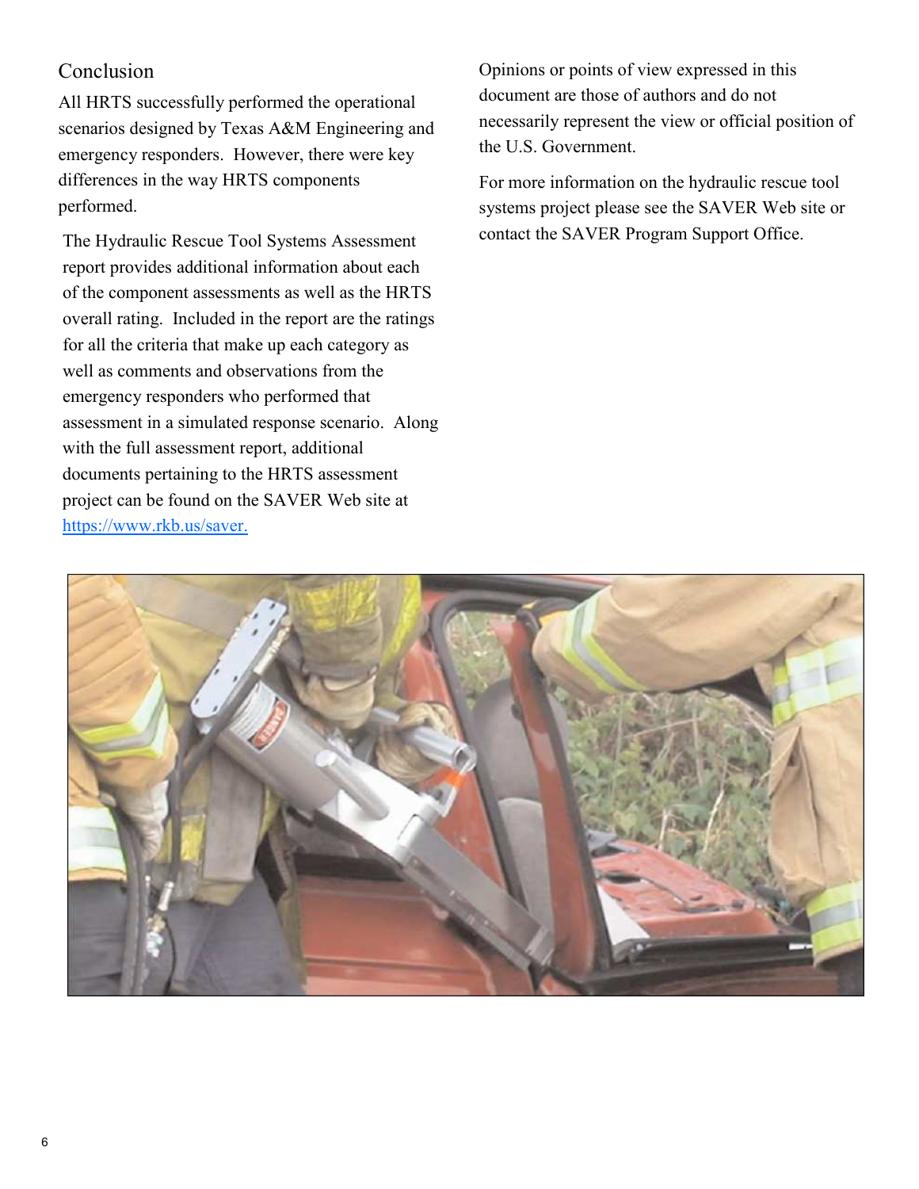## Conclusion

All HRTS successfully performed the operational scenarios designed by Texas A&M Engineering and emergency responders. However, there were key differences in the way HRTS components performed.

The Hydraulic Rescue Tool Systems Assessment report provides additional information about each of the component assessments as well as the HRTS overall rating. Included in the report are the ratings for all the criteria that make up each category as well as comments and observations from the emergency responders who performed that assessment in a simulated response scenario. Along with the full assessment report, additional documents pertaining to the HRTS assessment project can be found on the SAVER Web site at https://www.rkb.us/saver.

Opinions or points of view expressed in this document are those of authors and do not necessarily represent the view or official position of the U.S. Government.

For more information on the hydraulic rescue tool systems project please see the SAVER Web site or contact the SAVER Program Support Office.